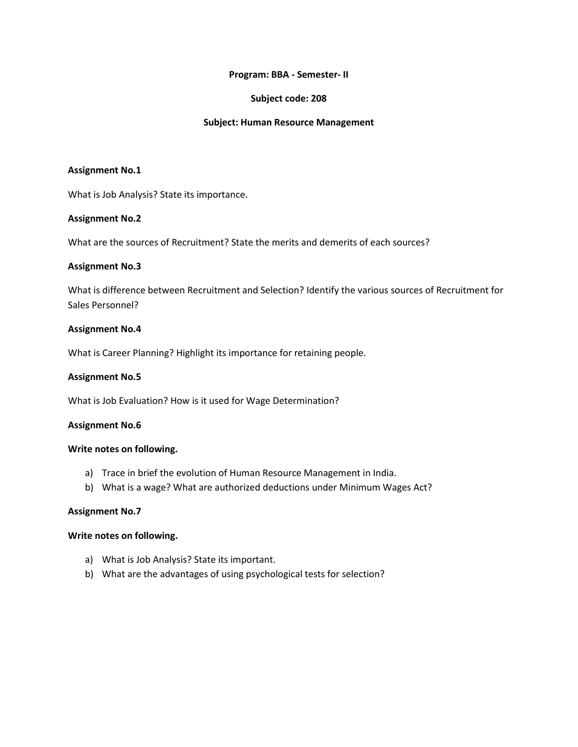**Program: BBA - Semester- II**

**Subject code: 208**

**Subject: Human Resource Management**

**Assignment No.1**

What is Job Analysis? State its importance.

**Assignment No.2**

What are the sources of Recruitment? State the merits and demerits of each sources?

**Assignment No.3**

What is difference between Recruitment and Selection? Identify the various sources of Recruitment for Sales Personnel?

**Assignment No.4**

What is Career Planning? Highlight its importance for retaining people.

**Assignment No.5**

What is Job Evaluation? How is it used for Wage Determination?

**Assignment No.6**

**Write notes on following.**

a) Trace in brief the evolution of Human Resource Management in India.
b) What is a wage? What are authorized deductions under Minimum Wages Act?

**Assignment No.7**

**Write notes on following.**

a) What is Job Analysis? State its important.
b) What are the advantages of using psychological tests for selection?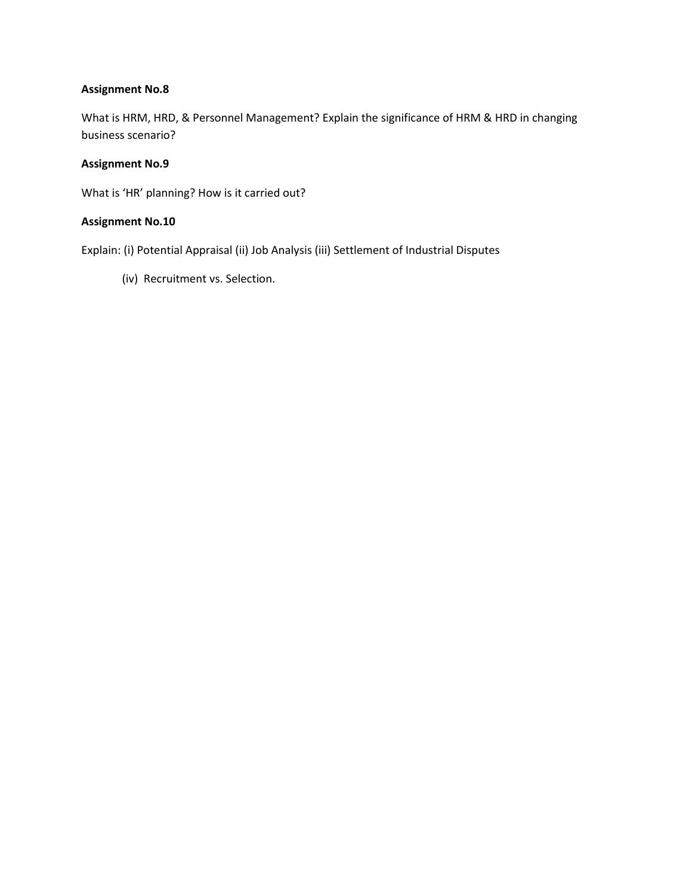**Assignment No.8**

What is HRM, HRD, & Personnel Management? Explain the significance of HRM & HRD in changing business scenario?

**Assignment No.9**

What is 'HR' planning? How is it carried out?

**Assignment No.10**

Explain: (i) Potential Appraisal (ii) Job Analysis (iii) Settlement of Industrial Disputes

(iv) Recruitment vs. Selection.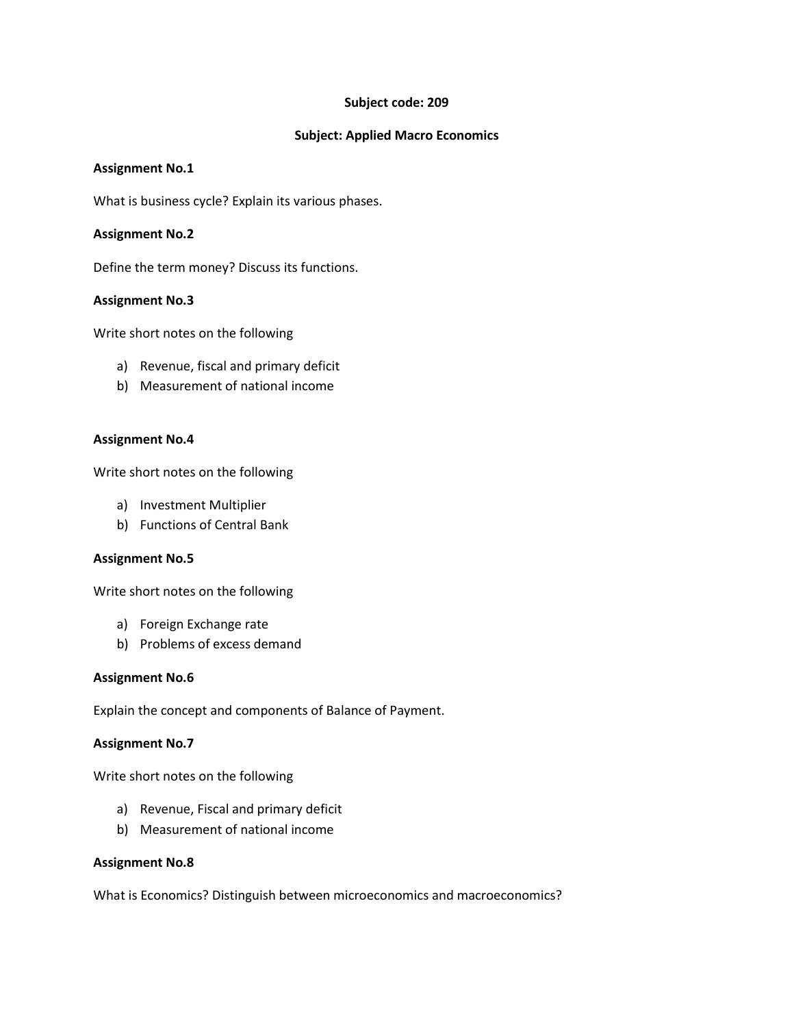**Subject code: 209**

**Subject: Applied Macro Economics**

**Assignment No.1**

What is business cycle? Explain its various phases.

**Assignment No.2**

Define the term money? Discuss its functions.

**Assignment No.3**

Write short notes on the following

a) Revenue, fiscal and primary deficit
b) Measurement of national income

**Assignment No.4**

Write short notes on the following

a) Investment Multiplier
b) Functions of Central Bank

**Assignment No.5**

Write short notes on the following

a) Foreign Exchange rate
b) Problems of excess demand

**Assignment No.6**

Explain the concept and components of Balance of Payment.

**Assignment No.7**

Write short notes on the following

a) Revenue, Fiscal and primary deficit
b) Measurement of national income

**Assignment No.8**

What is Economics? Distinguish between microeconomics and macroeconomics?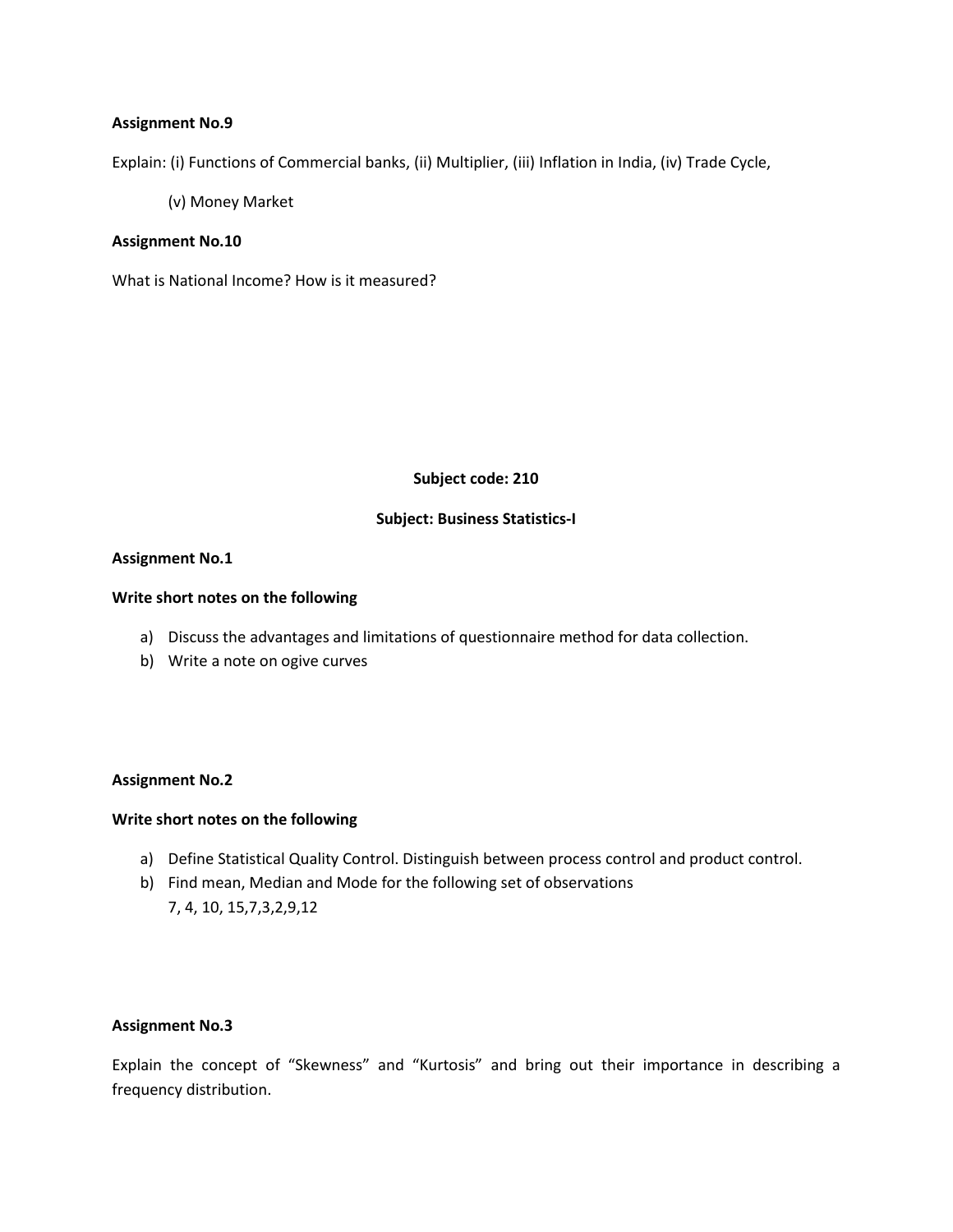**Assignment No.9**

Explain: (i) Functions of Commercial banks, (ii) Multiplier, (iii) Inflation in India, (iv) Trade Cycle,

(v) Money Market

**Assignment No.10**

What is National Income? How is it measured?

**Subject code: 210**

**Subject: Business Statistics-I**

**Assignment No.1**

**Write short notes on the following**

a) Discuss the advantages and limitations of questionnaire method for data collection.
b) Write a note on ogive curves

**Assignment No.2**

**Write short notes on the following**

a) Define Statistical Quality Control. Distinguish between process control and product control.
b) Find mean, Median and Mode for the following set of observations
   7, 4, 10, 15,7,3,2,9,12

**Assignment No.3**

Explain the concept of "Skewness" and "Kurtosis" and bring out their importance in describing a frequency distribution.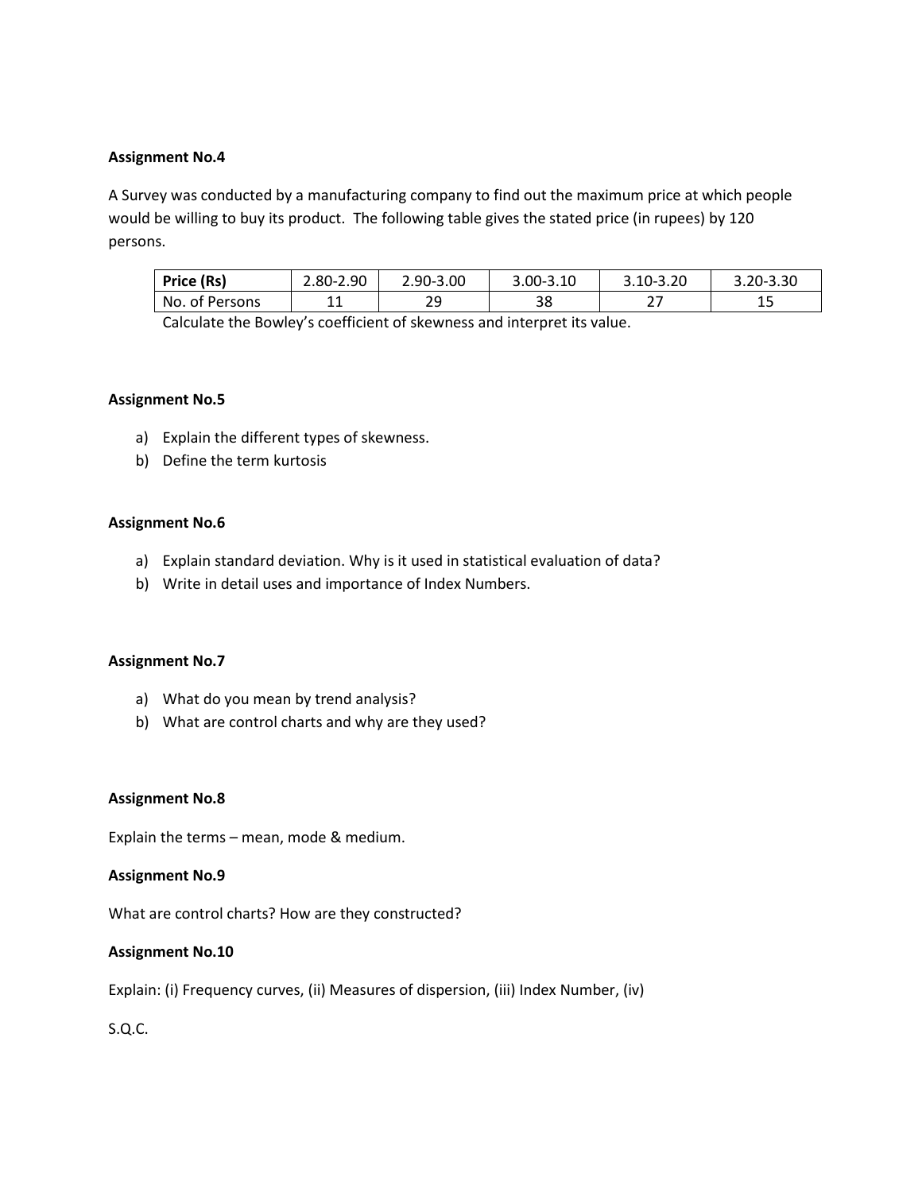**Assignment No.4**

A Survey was conducted by a manufacturing company to find out the maximum price at which people would be willing to buy its product. The following table gives the stated price (in rupees) by 120 persons.

| **Price (Rs)** | 2.80-2.90 | 2.90-3.00 | 3.00-3.10 | 3.10-3.20 | 3.20-3.30 |
|---|---|---|---|---|---|
| No. of Persons | 11 | 29 | 38 | 27 | 15 |

Calculate the Bowley's coefficient of skewness and interpret its value.

**Assignment No.5**

a) Explain the different types of skewness.
b) Define the term kurtosis

**Assignment No.6**

a) Explain standard deviation. Why is it used in statistical evaluation of data?
b) Write in detail uses and importance of Index Numbers.

**Assignment No.7**

a) What do you mean by trend analysis?
b) What are control charts and why are they used?

**Assignment No.8**

Explain the terms – mean, mode & medium.

**Assignment No.9**

What are control charts? How are they constructed?

**Assignment No.10**

Explain: (i) Frequency curves, (ii) Measures of dispersion, (iii) Index Number, (iv)

S.Q.C.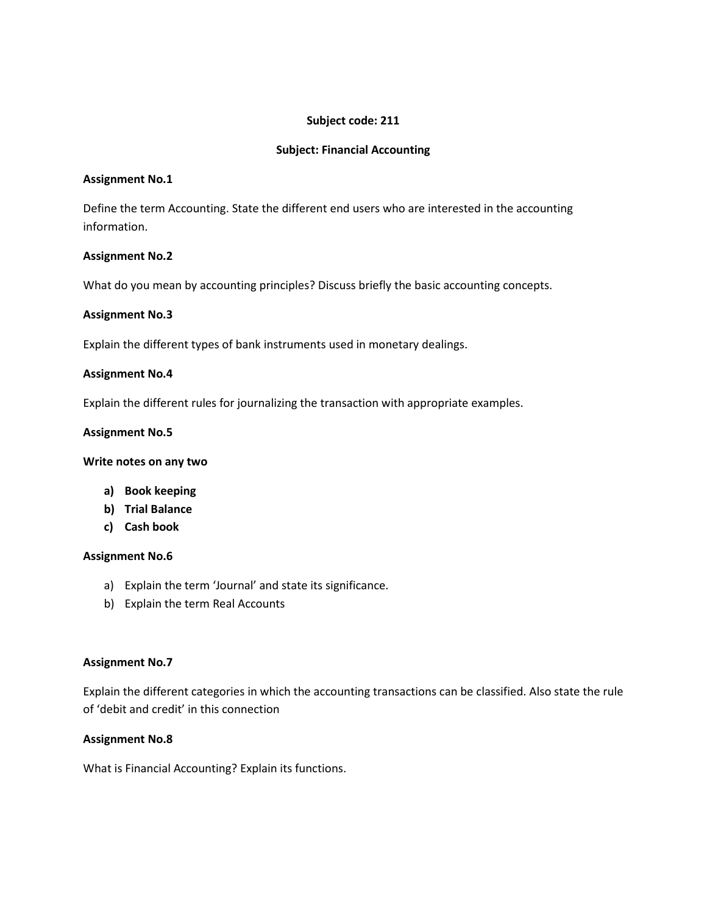**Subject code: 211**

**Subject: Financial Accounting**

**Assignment No.1**

Define the term Accounting. State the different end users who are interested in the accounting information.

**Assignment No.2**

What do you mean by accounting principles? Discuss briefly the basic accounting concepts.

**Assignment No.3**

Explain the different types of bank instruments used in monetary dealings.

**Assignment No.4**

Explain the different rules for journalizing the transaction with appropriate examples.

**Assignment No.5**

**Write notes on any two**

- **a) Book keeping**
- **b) Trial Balance**
- **c) Cash book**

**Assignment No.6**

a) Explain the term 'Journal' and state its significance.

b) Explain the term Real Accounts

**Assignment No.7**

Explain the different categories in which the accounting transactions can be classified. Also state the rule of 'debit and credit' in this connection

**Assignment No.8**

What is Financial Accounting? Explain its functions.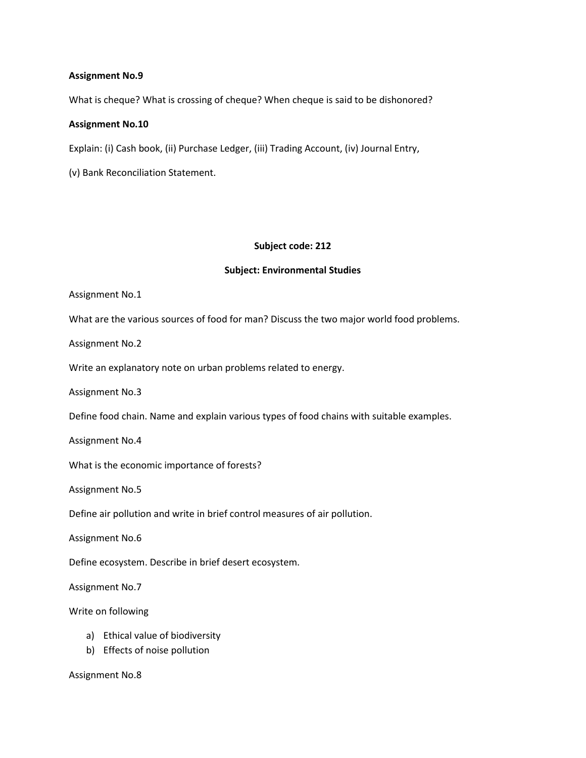**Assignment No.9**

What is cheque? What is crossing of cheque? When cheque is said to be dishonored?

**Assignment No.10**

Explain: (i) Cash book, (ii) Purchase Ledger, (iii) Trading Account, (iv) Journal Entry,

(v) Bank Reconciliation Statement.

**Subject code: 212**

**Subject: Environmental Studies**

Assignment No.1

What are the various sources of food for man? Discuss the two major world food problems.

Assignment No.2

Write an explanatory note on urban problems related to energy.

Assignment No.3

Define food chain. Name and explain various types of food chains with suitable examples.

Assignment No.4

What is the economic importance of forests?

Assignment No.5

Define air pollution and write in brief control measures of air pollution.

Assignment No.6

Define ecosystem. Describe in brief desert ecosystem.

Assignment No.7

Write on following

a) Ethical value of biodiversity
b) Effects of noise pollution

Assignment No.8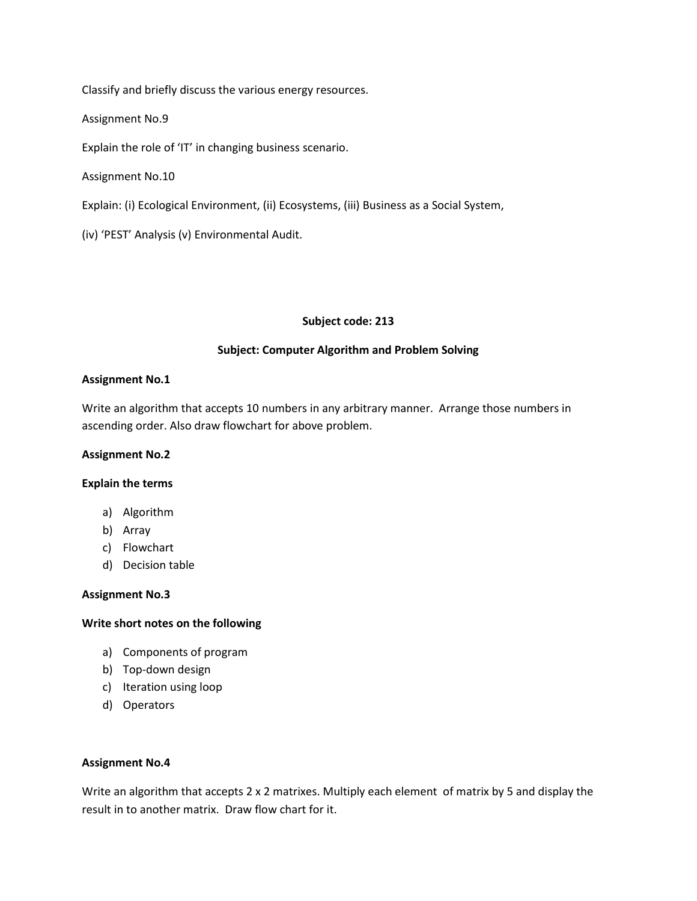Classify and briefly discuss the various energy resources.

Assignment No.9

Explain the role of 'IT' in changing business scenario.

Assignment No.10

Explain: (i) Ecological Environment, (ii) Ecosystems, (iii) Business as a Social System,

(iv) 'PEST' Analysis (v) Environmental Audit.

**Subject code: 213**

**Subject: Computer Algorithm and Problem Solving**

**Assignment No.1**

Write an algorithm that accepts 10 numbers in any arbitrary manner. Arrange those numbers in ascending order. Also draw flowchart for above problem.

**Assignment No.2**

**Explain the terms**

a) Algorithm
b) Array
c) Flowchart
d) Decision table

**Assignment No.3**

**Write short notes on the following**

a) Components of program
b) Top-down design
c) Iteration using loop
d) Operators

**Assignment No.4**

Write an algorithm that accepts 2 x 2 matrixes. Multiply each element of matrix by 5 and display the result in to another matrix. Draw flow chart for it.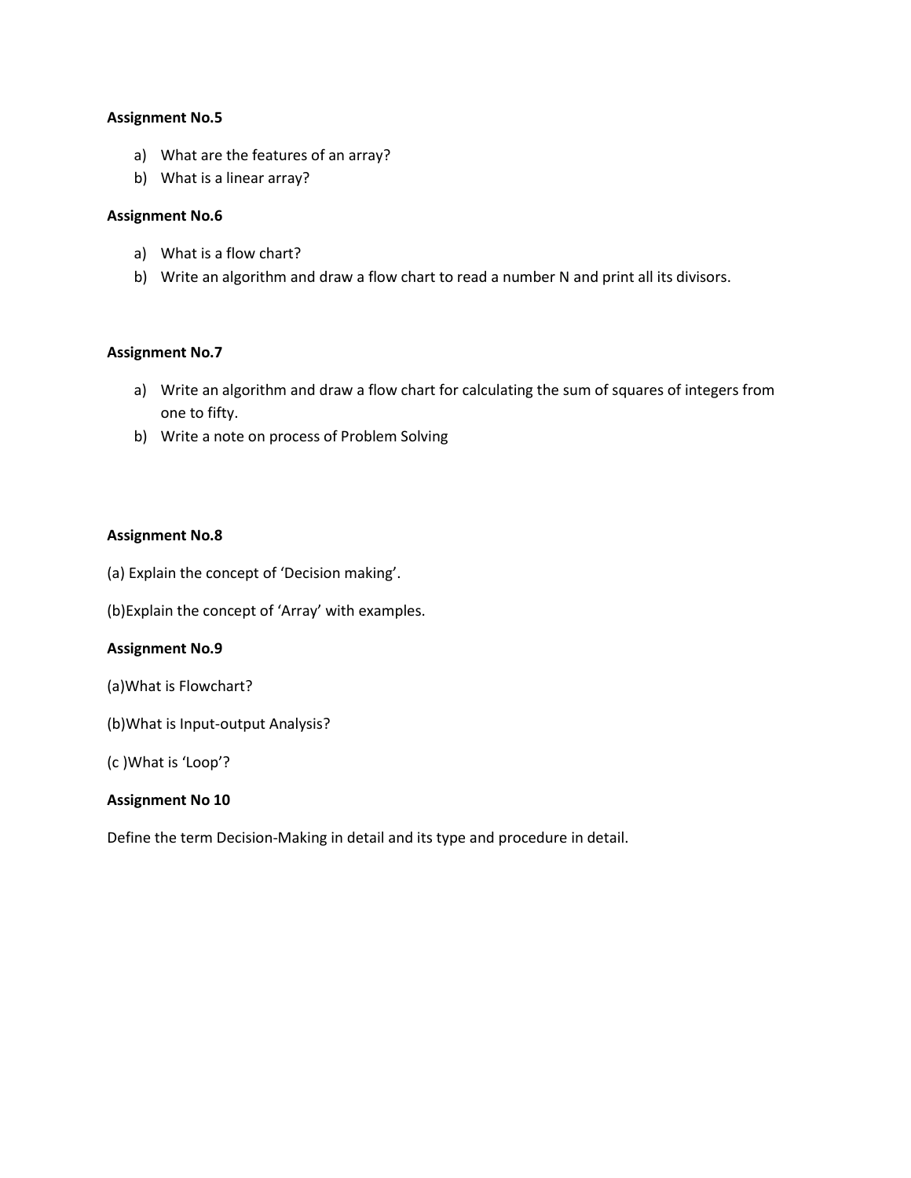**Assignment No.5**

a) What are the features of an array?
b) What is a linear array?

**Assignment No.6**

a) What is a flow chart?
b) Write an algorithm and draw a flow chart to read a number N and print all its divisors.

**Assignment No.7**

a) Write an algorithm and draw a flow chart for calculating the sum of squares of integers from one to fifty.
b) Write a note on process of Problem Solving

**Assignment No.8**

(a) Explain the concept of 'Decision making'.

(b)Explain the concept of 'Array' with examples.

**Assignment No.9**

(a)What is Flowchart?

(b)What is Input-output Analysis?

(c )What is 'Loop'?

**Assignment No 10**

Define the term Decision-Making in detail and its type and procedure in detail.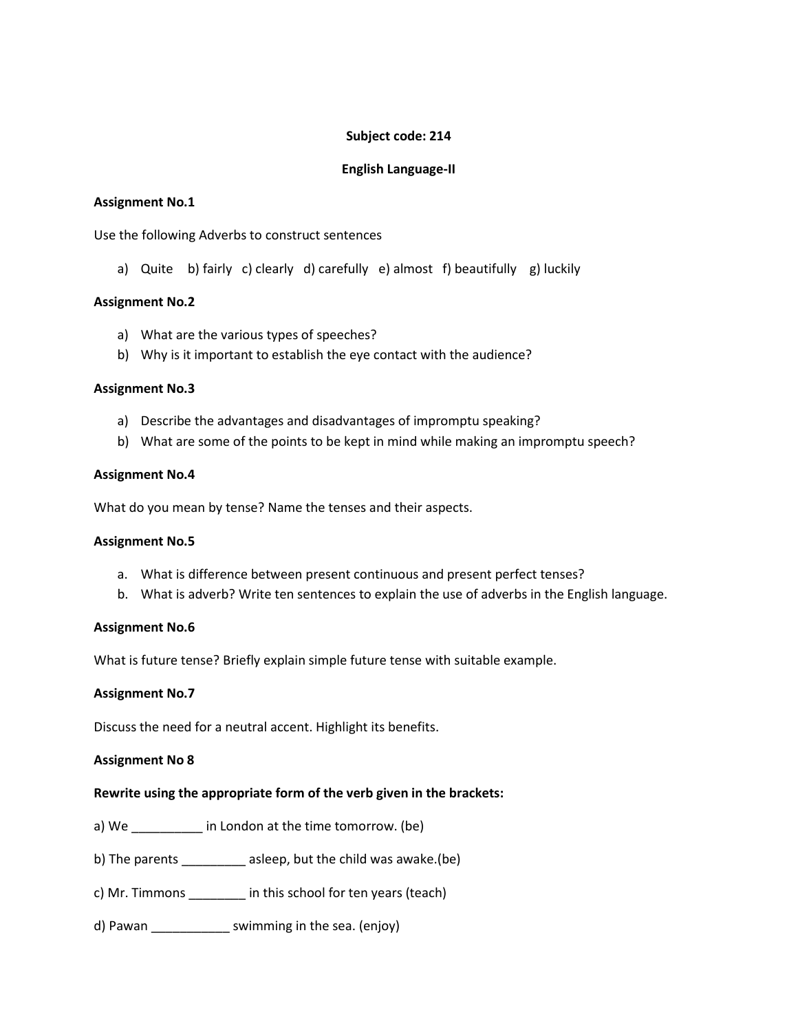**Subject code: 214**

**English Language-II**

**Assignment No.1**

Use the following Adverbs to construct sentences

a) Quite b) fairly c) clearly d) carefully e) almost f) beautifully g) luckily

**Assignment No.2**

a) What are the various types of speeches?
b) Why is it important to establish the eye contact with the audience?

**Assignment No.3**

a) Describe the advantages and disadvantages of impromptu speaking?
b) What are some of the points to be kept in mind while making an impromptu speech?

**Assignment No.4**

What do you mean by tense? Name the tenses and their aspects.

**Assignment No.5**

a. What is difference between present continuous and present perfect tenses?
b. What is adverb? Write ten sentences to explain the use of adverbs in the English language.

**Assignment No.6**

What is future tense? Briefly explain simple future tense with suitable example.

**Assignment No.7**

Discuss the need for a neutral accent. Highlight its benefits.

**Assignment No 8**

**Rewrite using the appropriate form of the verb given in the brackets:**

a) We __________ in London at the time tomorrow. (be)

b) The parents _________ asleep, but the child was awake.(be)

c) Mr. Timmons ________ in this school for ten years (teach)

d) Pawan ___________ swimming in the sea. (enjoy)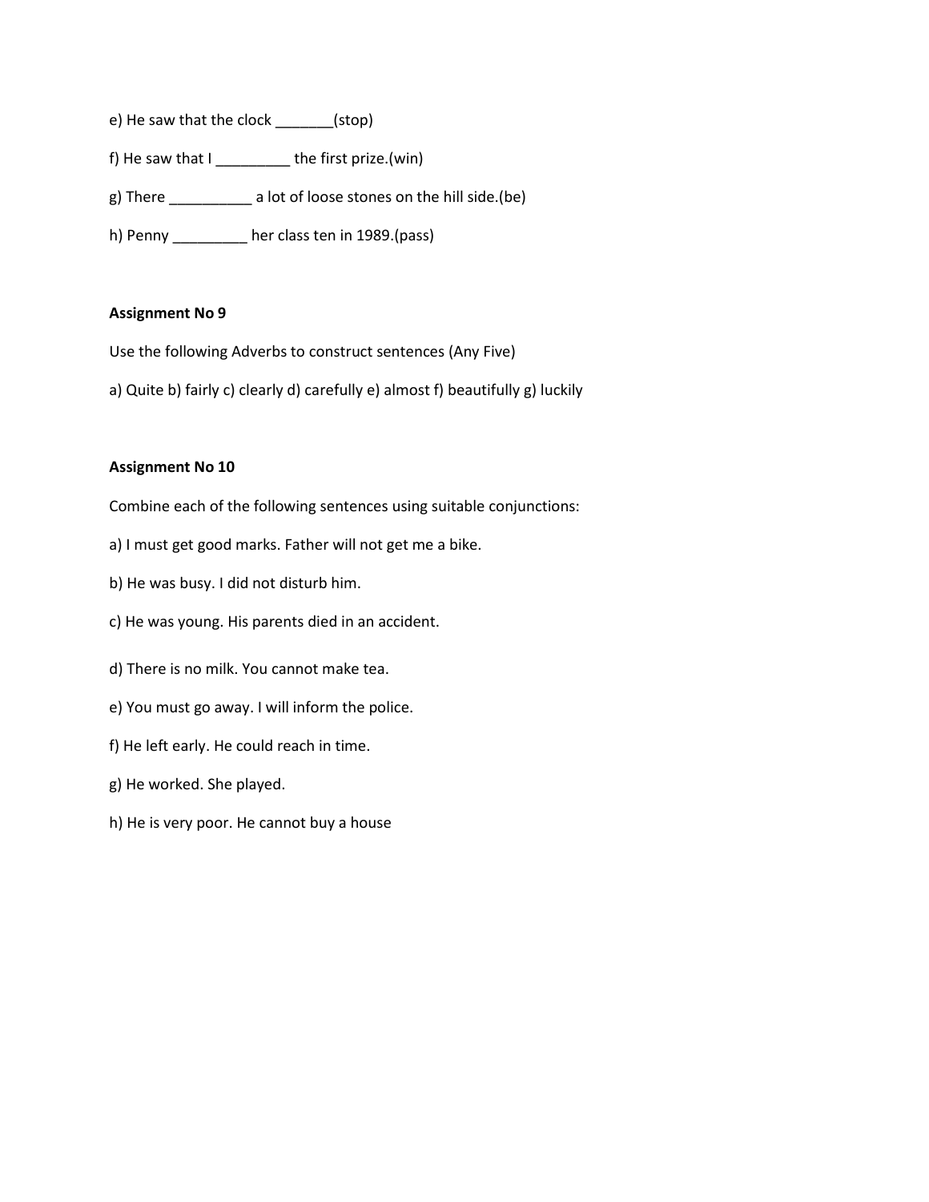e) He saw that the clock _______(stop)

f) He saw that I _________ the first prize.(win)

g) There __________ a lot of loose stones on the hill side.(be)

h) Penny _________ her class ten in 1989.(pass)

**Assignment No 9**

Use the following Adverbs to construct sentences (Any Five)

a) Quite b) fairly c) clearly d) carefully e) almost f) beautifully g) luckily

**Assignment No 10**

Combine each of the following sentences using suitable conjunctions:

a) I must get good marks. Father will not get me a bike.

b) He was busy. I did not disturb him.

c) He was young. His parents died in an accident.

d) There is no milk. You cannot make tea.

e) You must go away. I will inform the police.

f) He left early. He could reach in time.

g) He worked. She played.

h) He is very poor. He cannot buy a house